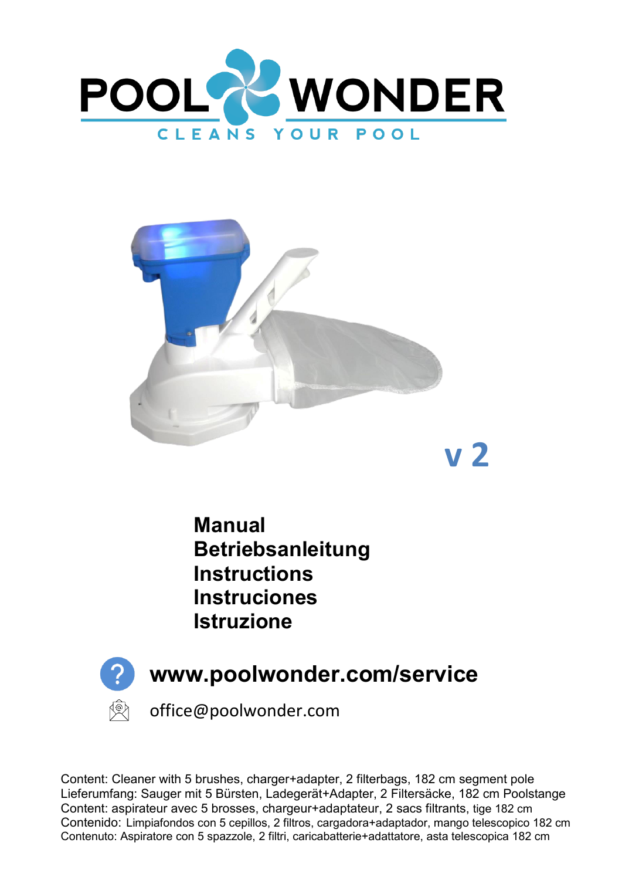# POOL WONDER

CLEANS YOUR POOL

**v 2**

**Manual**
**Betriebsanleitung**
**Instructions**
**Instruciones**
**Istruzione**

**www.poolwonder.com/service**

office@poolwonder.com

Content: Cleaner with 5 brushes, charger+adapter, 2 filterbags, 182 cm segment pole
Lieferumfang: Sauger mit 5 Bürsten, Ladegerät+Adapter, 2 Filtersäcke, 182 cm Poolstange
Content: aspirateur avec 5 brosses, chargeur+adaptateur, 2 sacs filtrants, tige 182 cm
Contenido: Limpiafondos con 5 cepillos, 2 filtros, cargadora+adaptador, mango telescopico 182 cm
Contenuto: Aspiratore con 5 spazzole, 2 filtri, caricabatterie+adattatore, asta telescopica 182 cm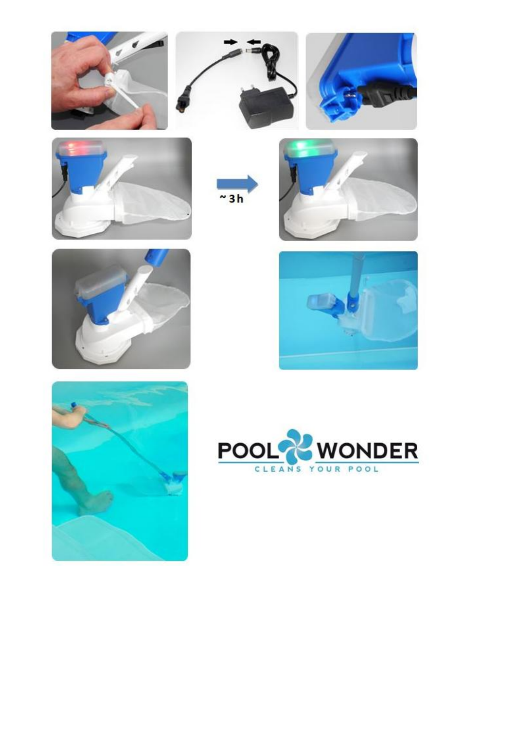~ 3 h

POOL WONDER

CLEANS YOUR POOL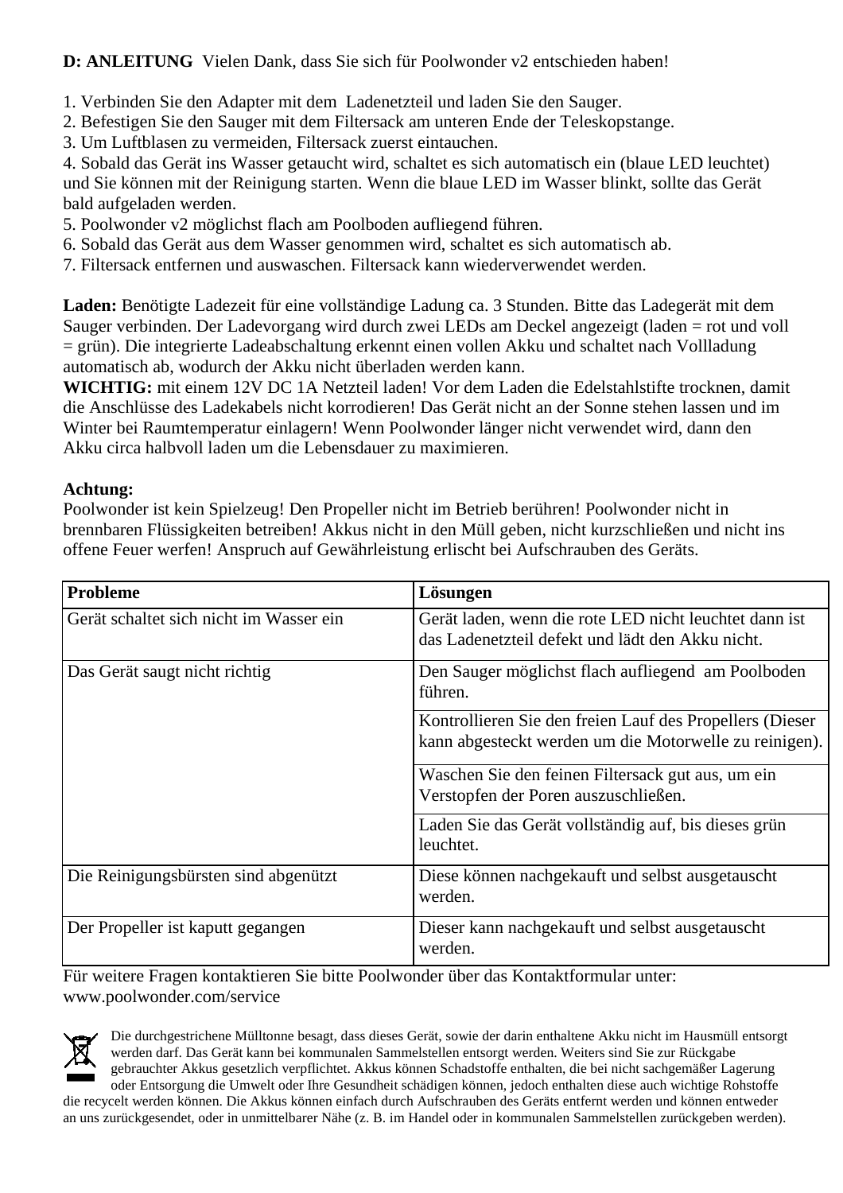**D: ANLEITUNG** Vielen Dank, dass Sie sich für Poolwonder v2 entschieden haben!

1. Verbinden Sie den Adapter mit dem Ladenetzteil und laden Sie den Sauger.
2. Befestigen Sie den Sauger mit dem Filtersack am unteren Ende der Teleskopstange.
3. Um Luftblasen zu vermeiden, Filtersack zuerst eintauchen.
4. Sobald das Gerät ins Wasser getaucht wird, schaltet es sich automatisch ein (blaue LED leuchtet) und Sie können mit der Reinigung starten. Wenn die blaue LED im Wasser blinkt, sollte das Gerät bald aufgeladen werden.
5. Poolwonder v2 möglichst flach am Poolboden aufliegend führen.
6. Sobald das Gerät aus dem Wasser genommen wird, schaltet es sich automatisch ab.
7. Filtersack entfernen und auswaschen. Filtersack kann wiederverwendet werden.

**Laden:** Benötigte Ladezeit für eine vollständige Ladung ca. 3 Stunden. Bitte das Ladegerät mit dem Sauger verbinden. Der Ladevorgang wird durch zwei LEDs am Deckel angezeigt (laden = rot und voll = grün). Die integrierte Ladeabschaltung erkennt einen vollen Akku und schaltet nach Vollladung automatisch ab, wodurch der Akku nicht überladen werden kann.
**WICHTIG:** mit einem 12V DC 1A Netzteil laden! Vor dem Laden die Edelstahlstifte trocknen, damit die Anschlüsse des Ladekabels nicht korrodieren! Das Gerät nicht an der Sonne stehen lassen und im Winter bei Raumtemperatur einlagern! Wenn Poolwonder länger nicht verwendet wird, dann den Akku circa halbvoll laden um die Lebensdauer zu maximieren.

**Achtung:**
Poolwonder ist kein Spielzeug! Den Propeller nicht im Betrieb berühren! Poolwonder nicht in brennbaren Flüssigkeiten betreiben! Akkus nicht in den Müll geben, nicht kurzschließen und nicht ins offene Feuer werfen! Anspruch auf Gewährleistung erlischt bei Aufschrauben des Geräts.

| **Probleme** | **Lösungen** |
|---|---|
| Gerät schaltet sich nicht im Wasser ein | Gerät laden, wenn die rote LED nicht leuchtet dann ist das Ladenetzteil defekt und lädt den Akku nicht. |
| Das Gerät saugt nicht richtig | Den Sauger möglichst flach aufliegend am Poolboden führen. |
| | Kontrollieren Sie den freien Lauf des Propellers (Dieser kann abgesteckt werden um die Motorwelle zu reinigen). |
| | Waschen Sie den feinen Filtersack gut aus, um ein Verstopfen der Poren auszuschließen. |
| | Laden Sie das Gerät vollständig auf, bis dieses grün leuchtet. |
| Die Reinigungsbürsten sind abgenützt | Diese können nachgekauft und selbst ausgetauscht werden. |
| Der Propeller ist kaputt gegangen | Dieser kann nachgekauft und selbst ausgetauscht werden. |

Für weitere Fragen kontaktieren Sie bitte Poolwonder über das Kontaktformular unter: www.poolwonder.com/service

Die durchgestrichene Mülltonne besagt, dass dieses Gerät, sowie der darin enthaltene Akku nicht im Hausmüll entsorgt werden darf. Das Gerät kann bei kommunalen Sammelstellen entsorgt werden. Weiters sind Sie zur Rückgabe gebrauchter Akkus gesetzlich verpflichtet. Akkus können Schadstoffe enthalten, die bei nicht sachgemäßer Lagerung oder Entsorgung die Umwelt oder Ihre Gesundheit schädigen können, jedoch enthalten diese auch wichtige Rohstoffe die recycelt werden können. Die Akkus können einfach durch Aufschrauben des Geräts entfernt werden und können entweder an uns zurückgesendet, oder in unmittelbarer Nähe (z. B. im Handel oder in kommunalen Sammelstellen zurückgeben werden).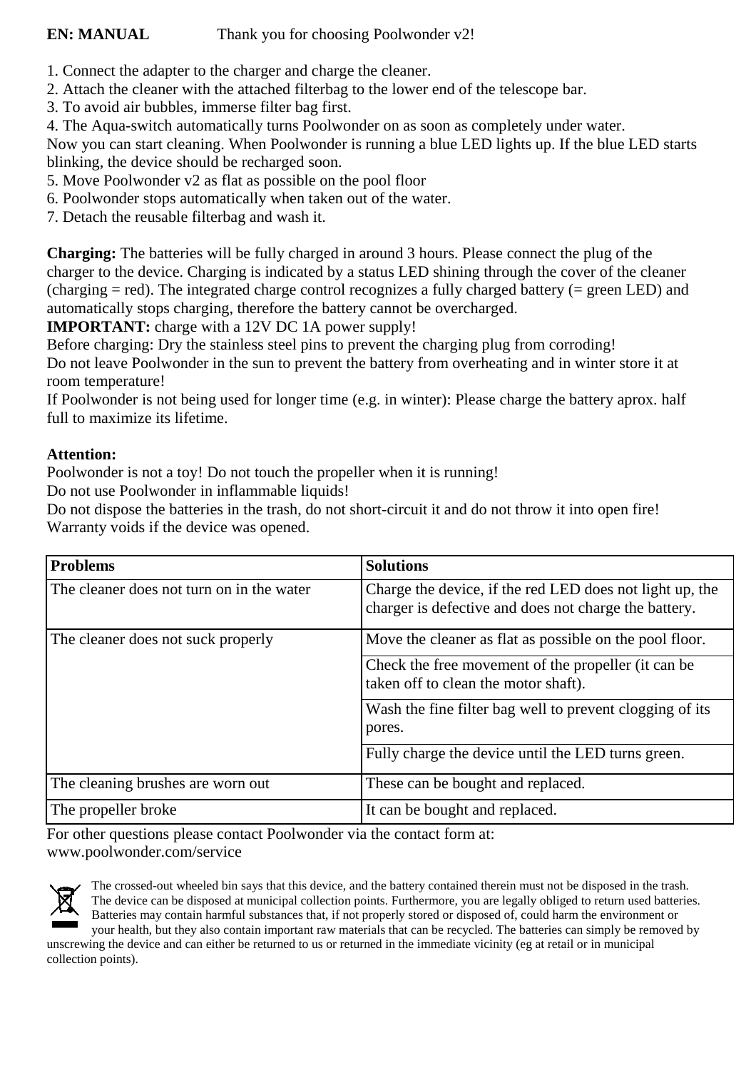**EN: MANUAL** Thank you for choosing Poolwonder v2!

1. Connect the adapter to the charger and charge the cleaner.
2. Attach the cleaner with the attached filterbag to the lower end of the telescope bar.
3. To avoid air bubbles, immerse filter bag first.
4. The Aqua-switch automatically turns Poolwonder on as soon as completely under water.

Now you can start cleaning. When Poolwonder is running a blue LED lights up. If the blue LED starts blinking, the device should be recharged soon.

5. Move Poolwonder v2 as flat as possible on the pool floor
6. Poolwonder stops automatically when taken out of the water.
7. Detach the reusable filterbag and wash it.

**Charging:** The batteries will be fully charged in around 3 hours. Please connect the plug of the charger to the device. Charging is indicated by a status LED shining through the cover of the cleaner (charging = red). The integrated charge control recognizes a fully charged battery (= green LED) and automatically stops charging, therefore the battery cannot be overcharged.

**IMPORTANT:** charge with a 12V DC 1A power supply!

Before charging: Dry the stainless steel pins to prevent the charging plug from corroding!

Do not leave Poolwonder in the sun to prevent the battery from overheating and in winter store it at room temperature!

If Poolwonder is not being used for longer time (e.g. in winter): Please charge the battery aprox. half full to maximize its lifetime.

**Attention:**

Poolwonder is not a toy! Do not touch the propeller when it is running!

Do not use Poolwonder in inflammable liquids!

Do not dispose the batteries in the trash, do not short-circuit it and do not throw it into open fire!

Warranty voids if the device was opened.

| **Problems** | **Solutions** |
|---|---|
| The cleaner does not turn on in the water | Charge the device, if the red LED does not light up, the charger is defective and does not charge the battery. |
| The cleaner does not suck properly | Move the cleaner as flat as possible on the pool floor. |
| | Check the free movement of the propeller (it can be taken off to clean the motor shaft). |
| | Wash the fine filter bag well to prevent clogging of its pores. |
| | Fully charge the device until the LED turns green. |
| The cleaning brushes are worn out | These can be bought and replaced. |
| The propeller broke | It can be bought and replaced. |

For other questions please contact Poolwonder via the contact form at: www.poolwonder.com/service

The crossed-out wheeled bin says that this device, and the battery contained therein must not be disposed in the trash. The device can be disposed at municipal collection points. Furthermore, you are legally obliged to return used batteries. Batteries may contain harmful substances that, if not properly stored or disposed of, could harm the environment or your health, but they also contain important raw materials that can be recycled. The batteries can simply be removed by unscrewing the device and can either be returned to us or returned in the immediate vicinity (eg at retail or in municipal collection points).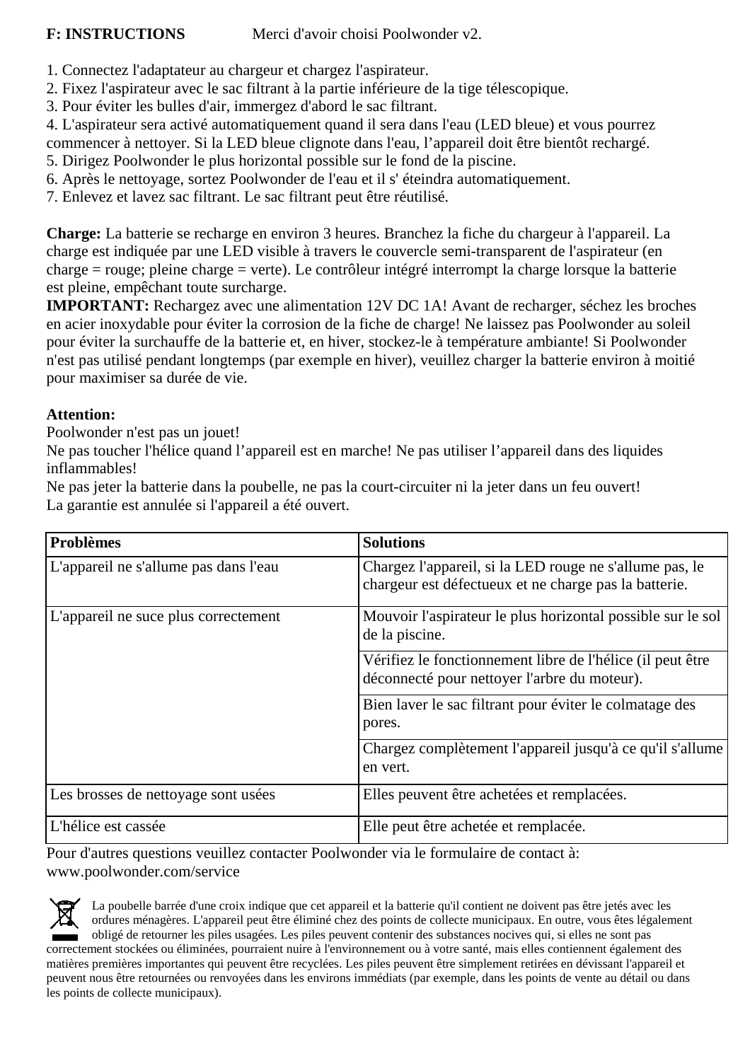**F: INSTRUCTIONS** Merci d'avoir choisi Poolwonder v2.

1. Connectez l'adaptateur au chargeur et chargez l'aspirateur.
2. Fixez l'aspirateur avec le sac filtrant à la partie inférieure de la tige télescopique.
3. Pour éviter les bulles d'air, immergez d'abord le sac filtrant.
4. L'aspirateur sera activé automatiquement quand il sera dans l'eau (LED bleue) et vous pourrez commencer à nettoyer. Si la LED bleue clignote dans l'eau, l'appareil doit être bientôt rechargé.
5. Dirigez Poolwonder le plus horizontal possible sur le fond de la piscine.
6. Après le nettoyage, sortez Poolwonder de l'eau et il s' éteindra automatiquement.
7. Enlevez et lavez sac filtrant. Le sac filtrant peut être réutilisé.

**Charge:** La batterie se recharge en environ 3 heures. Branchez la fiche du chargeur à l'appareil. La charge est indiquée par une LED visible à travers le couvercle semi-transparent de l'aspirateur (en charge = rouge; pleine charge = verte). Le contrôleur intégré interrompt la charge lorsque la batterie est pleine, empêchant toute surcharge.
**IMPORTANT:** Rechargez avec une alimentation 12V DC 1A! Avant de recharger, séchez les broches en acier inoxydable pour éviter la corrosion de la fiche de charge! Ne laissez pas Poolwonder au soleil pour éviter la surchauffe de la batterie et, en hiver, stockez-le à température ambiante! Si Poolwonder n'est pas utilisé pendant longtemps (par exemple en hiver), veuillez charger la batterie environ à moitié pour maximiser sa durée de vie.

**Attention:**
Poolwonder n'est pas un jouet!
Ne pas toucher l'hélice quand l'appareil est en marche! Ne pas utiliser l'appareil dans des liquides inflammables!
Ne pas jeter la batterie dans la poubelle, ne pas la court-circuiter ni la jeter dans un feu ouvert!
La garantie est annulée si l'appareil a été ouvert.

| **Problèmes** | **Solutions** |
|---|---|
| L'appareil ne s'allume pas dans l'eau | Chargez l'appareil, si la LED rouge ne s'allume pas, le chargeur est défectueux et ne charge pas la batterie. |
| L'appareil ne suce plus correctement | Mouvoir l'aspirateur le plus horizontal possible sur le sol de la piscine. |
| | Vérifiez le fonctionnement libre de l'hélice (il peut être déconnecté pour nettoyer l'arbre du moteur). |
| | Bien laver le sac filtrant pour éviter le colmatage des pores. |
| | Chargez complètement l'appareil jusqu'à ce qu'il s'allume en vert. |
| Les brosses de nettoyage sont usées | Elles peuvent être achetées et remplacées. |
| L'hélice est cassée | Elle peut être achetée et remplacée. |

Pour d'autres questions veuillez contacter Poolwonder via le formulaire de contact à: www.poolwonder.com/service

La poubelle barrée d'une croix indique que cet appareil et la batterie qu'il contient ne doivent pas être jetés avec les ordures ménagères. L'appareil peut être éliminé chez des points de collecte municipaux. En outre, vous êtes légalement obligé de retourner les piles usagées. Les piles peuvent contenir des substances nocives qui, si elles ne sont pas correctement stockées ou éliminées, pourraient nuire à l'environnement ou à votre santé, mais elles contiennent également des matières premières importantes qui peuvent être recyclées. Les piles peuvent être simplement retirées en dévissant l'appareil et peuvent nous être retournées ou renvoyées dans les environs immédiats (par exemple, dans les points de vente au détail ou dans les points de collecte municipaux).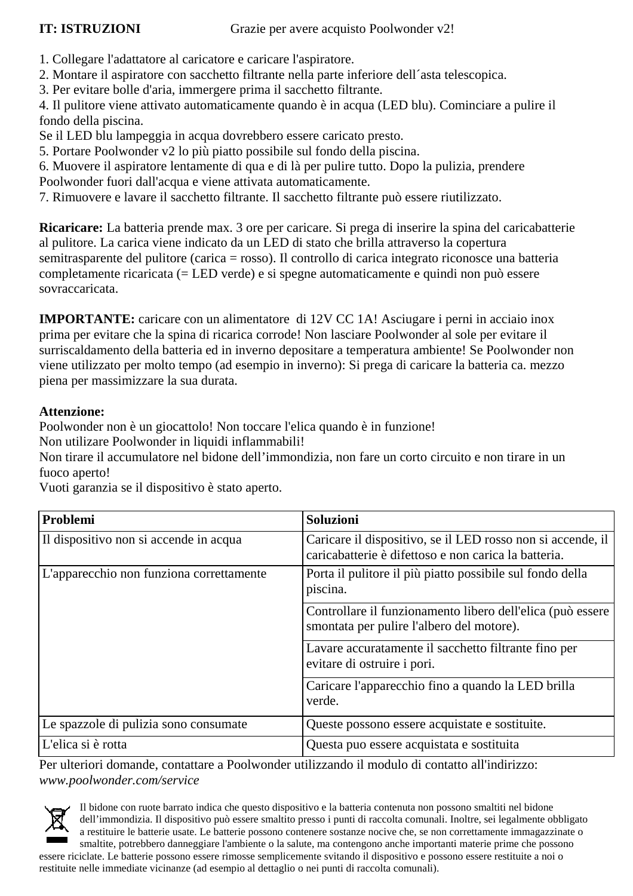**IT: ISTRUZIONI** Grazie per avere acquisto Poolwonder v2!

1. Collegare l'adattatore al caricatore e caricare l'aspiratore.
2. Montare il aspiratore con sacchetto filtrante nella parte inferiore dell´asta telescopica.
3. Per evitare bolle d'aria, immergere prima il sacchetto filtrante.
4. Il pulitore viene attivato automaticamente quando è in acqua (LED blu). Cominciare a pulire il fondo della piscina.
Se il LED blu lampeggia in acqua dovrebbero essere caricato presto.
5. Portare Poolwonder v2 lo più piatto possibile sul fondo della piscina.
6. Muovere il aspiratore lentamente di qua e di là per pulire tutto. Dopo la pulizia, prendere Poolwonder fuori dall'acqua e viene attivata automaticamente.
7. Rimuovere e lavare il sacchetto filtrante. Il sacchetto filtrante può essere riutilizzato.

**Ricaricare:** La batteria prende max. 3 ore per caricare. Si prega di inserire la spina del caricabatterie al pulitore. La carica viene indicato da un LED di stato che brilla attraverso la copertura semitrasparente del pulitore (carica = rosso). Il controllo di carica integrato riconosce una batteria completamente ricaricata (= LED verde) e si spegne automaticamente e quindi non può essere sovraccaricata.

**IMPORTANTE:** caricare con un alimentatore di 12V CC 1A! Asciugare i perni in acciaio inox prima per evitare che la spina di ricarica corrode! Non lasciare Poolwonder al sole per evitare il surriscaldamento della batteria ed in inverno depositare a temperatura ambiente! Se Poolwonder non viene utilizzato per molto tempo (ad esempio in inverno): Si prega di caricare la batteria ca. mezzo piena per massimizzare la sua durata.

**Attenzione:**
Poolwonder non è un giocattolo! Non toccare l'elica quando è in funzione!
Non utilizare Poolwonder in liquidi inflammabili!
Non tirare il accumulatore nel bidone dell'immondizia, non fare un corto circuito e non tirare in un fuoco aperto!
Vuoti garanzia se il dispositivo è stato aperto.

| **Problemi** | **Soluzioni** |
|---|---|
| Il dispositivo non si accende in acqua | Caricare il dispositivo, se il LED rosso non si accende, il caricabatterie è difettoso e non carica la batteria. |
| L'apparecchio non funziona correttamente | Porta il pulitore il più piatto possibile sul fondo della piscina. |
| | Controllare il funzionamento libero dell'elica (può essere smontata per pulire l'albero del motore). |
| | Lavare accuratamente il sacchetto filtrante fino per evitare di ostruire i pori. |
| | Caricare l'apparecchio fino a quando la LED brilla verde. |
| Le spazzole di pulizia sono consumate | Queste possono essere acquistate e sostituite. |
| L'elica si è rotta | Questa puo essere acquistata e sostituita |

Per ulteriori domande, contattare a Poolwonder utilizzando il modulo di contatto all'indirizzo: *www.poolwonder.com/service*

Il bidone con ruote barrato indica che questo dispositivo e la batteria contenuta non possono smaltiti nel bidone dell'immondizia. Il dispositivo può essere smaltito presso i punti di raccolta comunali. Inoltre, sei legalmente obbligato a restituire le batterie usate. Le batterie possono contenere sostanze nocive che, se non correttamente immagazzinate o smaltite, potrebbero danneggiare l'ambiente o la salute, ma contengono anche importanti materie prime che possono essere riciclate. Le batterie possono essere rimosse semplicemente svitando il dispositivo e possono essere restituite a noi o restituite nelle immediate vicinanze (ad esempio al dettaglio o nei punti di raccolta comunali).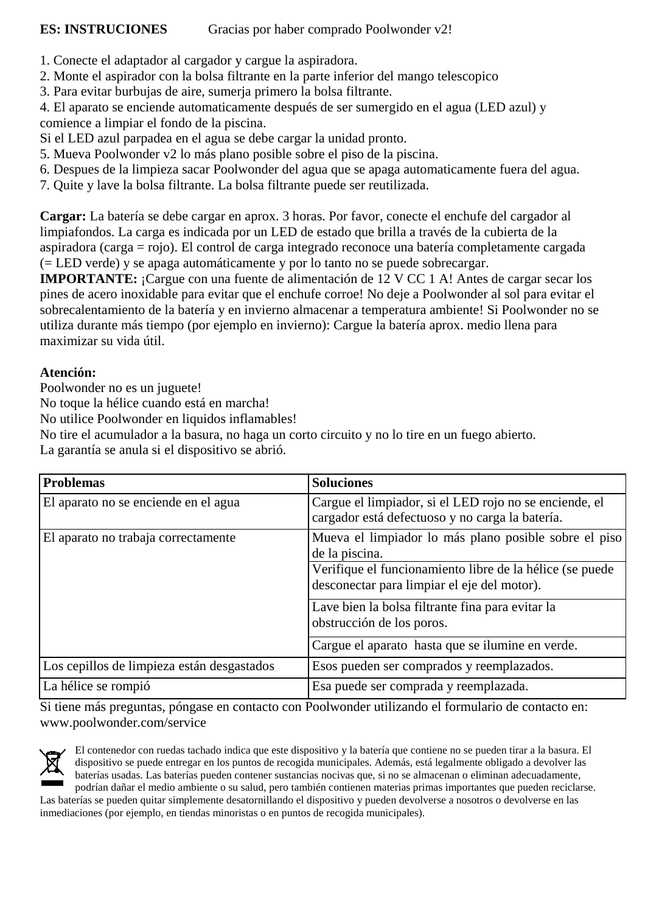**ES: INSTRUCIONES** Gracias por haber comprado Poolwonder v2!

1. Conecte el adaptador al cargador y cargue la aspiradora.
2. Monte el aspirador con la bolsa filtrante en la parte inferior del mango telescopico
3. Para evitar burbujas de aire, sumerja primero la bolsa filtrante.
4. El aparato se enciende automaticamente después de ser sumergido en el agua (LED azul) y comience a limpiar el fondo de la piscina.
Si el LED azul parpadea en el agua se debe cargar la unidad pronto.
5. Mueva Poolwonder v2 lo más plano posible sobre el piso de la piscina.
6. Despues de la limpieza sacar Poolwonder del agua que se apaga automaticamente fuera del agua.
7. Quite y lave la bolsa filtrante. La bolsa filtrante puede ser reutilizada.

**Cargar:** La batería se debe cargar en aprox. 3 horas. Por favor, conecte el enchufe del cargador al limpiafondos. La carga es indicada por un LED de estado que brilla a través de la cubierta de la aspiradora (carga = rojo). El control de carga integrado reconoce una batería completamente cargada (= LED verde) y se apaga automáticamente y por lo tanto no se puede sobrecargar.
**IMPORTANTE:** ¡Cargue con una fuente de alimentación de 12 V CC 1 A! Antes de cargar secar los pines de acero inoxidable para evitar que el enchufe corroe! No deje a Poolwonder al sol para evitar el sobrecalentamiento de la batería y en invierno almacenar a temperatura ambiente! Si Poolwonder no se utiliza durante más tiempo (por ejemplo en invierno): Cargue la batería aprox. medio llena para maximizar su vida útil.

**Atención:**
Poolwonder no es un juguete!
No toque la hélice cuando está en marcha!
No utilice Poolwonder en liquidos inflamables!
No tire el acumulador a la basura, no haga un corto circuito y no lo tire en un fuego abierto.
La garantía se anula si el dispositivo se abrió.

| **Problemas** | **Soluciones** |
|---|---|
| El aparato no se enciende en el agua | Cargue el limpiador, si el LED rojo no se enciende, el cargador está defectuoso y no carga la batería. |
| El aparato no trabaja correctamente | Mueva el limpiador lo más plano posible sobre el piso de la piscina. |
| | Verifique el funcionamiento libre de la hélice (se puede desconectar para limpiar el eje del motor). |
| | Lave bien la bolsa filtrante fina para evitar la obstrucción de los poros. |
| | Cargue el aparato hasta que se ilumine en verde. |
| Los cepillos de limpieza están desgastados | Esos pueden ser comprados y reemplazados. |
| La hélice se rompió | Esa puede ser comprada y reemplazada. |

Si tiene más preguntas, póngase en contacto con Poolwonder utilizando el formulario de contacto en: www.poolwonder.com/service

El contenedor con ruedas tachado indica que este dispositivo y la batería que contiene no se pueden tirar a la basura. El dispositivo se puede entregar en los puntos de recogida municipales. Además, está legalmente obligado a devolver las baterías usadas. Las baterías pueden contener sustancias nocivas que, si no se almacenan o eliminan adecuadamente, podrían dañar el medio ambiente o su salud, pero también contienen materias primas importantes que pueden reciclarse. Las baterías se pueden quitar simplemente desatornillando el dispositivo y pueden devolverse a nosotros o devolverse en las inmediaciones (por ejemplo, en tiendas minoristas o en puntos de recogida municipales).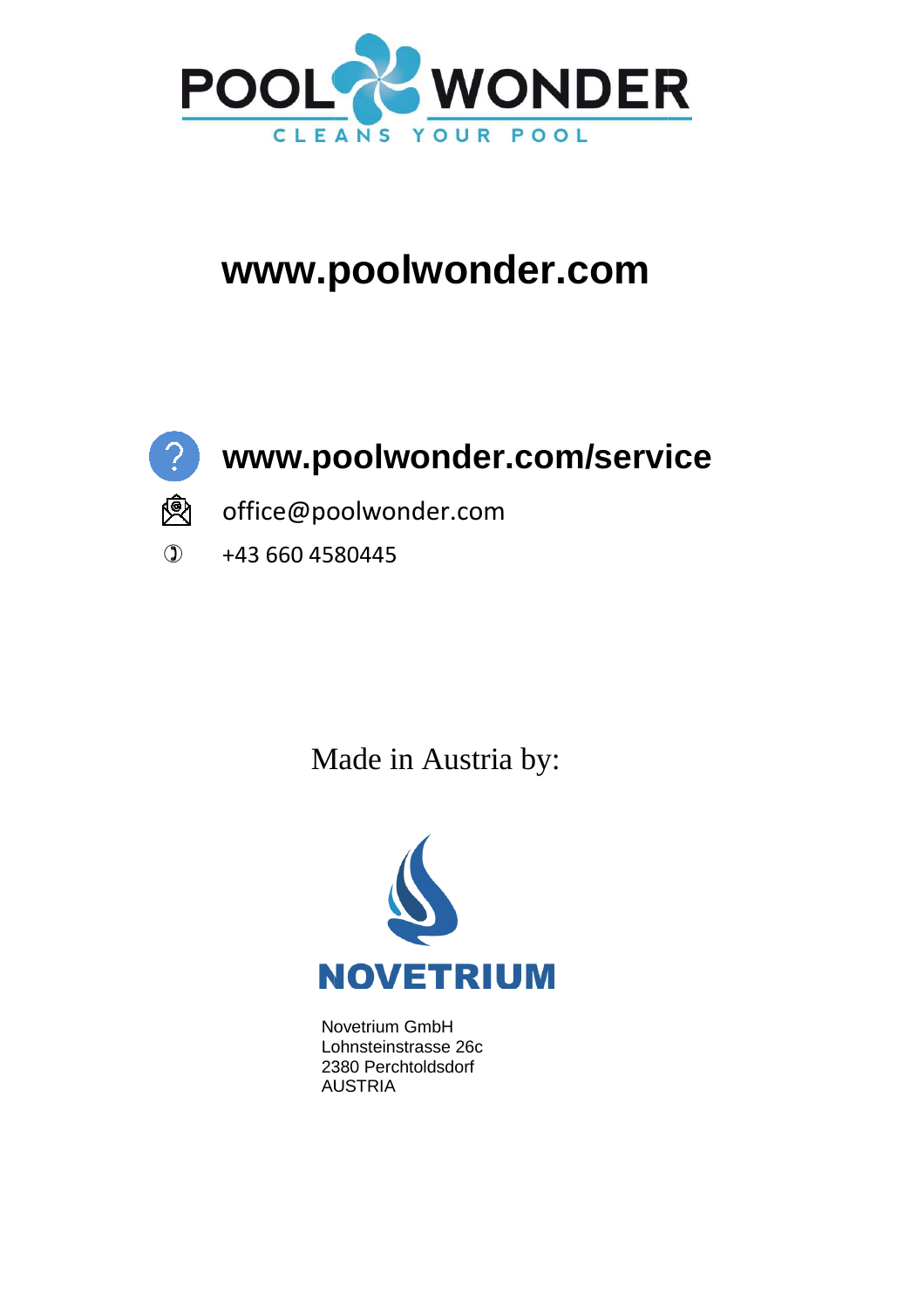POOL WONDER

CLEANS YOUR POOL

# www.poolwonder.com

## www.poolwonder.com/service

office@poolwonder.com

+43 660 4580445

Made in Austria by:

NOVETRIUM

Novetrium GmbH
Lohnsteinstrasse 26c
2380 Perchtoldsdorf
AUSTRIA